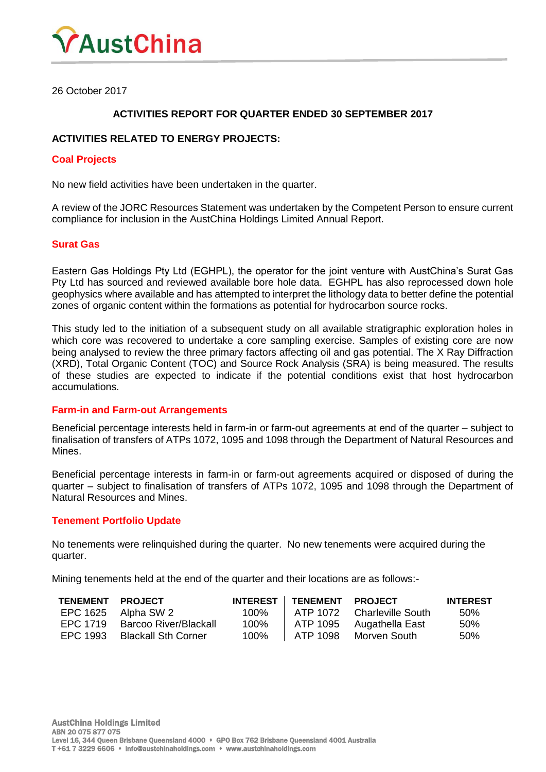AustChina

26 October 2017

## ACTIVITIES REPORT FOR QUARTER ENDED 30 SEPTEMBER 2017

## ACTIVITIES RELATED TO ENERGY PROJECTS:

### Coal Projects

No new field activities have been undertaken in the quarter.

A review of the JORC Resources Statement was undertaken by the Competent Person to ensure current compliance for inclusion in the AustChina Holdings Limited Annual Report.

### Surat Gas

Eastern Gas Holdings Pty Ltd (EGHPL), the operator for the joint venture with AustChina's Surat Gas Pty Ltd has sourced and reviewed available bore hole data. EGHPL has also reprocessed down hole geophysics where available and has attempted to interpret the lithology data to better define the potential zones of organic content within the formations as potential for hydrocarbon source rocks.

This study led to the initiation of a subsequent study on all available stratigraphic exploration holes in which core was recovered to undertake a core sampling exercise. Samples of existing core are now being analysed to review the three primary factors affecting oil and gas potential. The X Ray Diffraction (XRD), Total Organic Content (TOC) and Source Rock Analysis (SRA) is being measured. The results of these studies are expected to indicate if the potential conditions exist that host hydrocarbon accumulations.

### Farm-in and Farm-out Arrangements

Beneficial percentage interests held in farm-in or farm-out agreements at end of the quarter – subject to finalisation of transfers of ATPs 1072, 1095 and 1098 through the Department of Natural Resources and Mines.

Beneficial percentage interests in farm-in or farm-out agreements acquired or disposed of during the quarter – subject to finalisation of transfers of ATPs 1072, 1095 and 1098 through the Department of Natural Resources and Mines.

### Tenement Portfolio Update

No tenements were relinquished during the quarter. No new tenements were acquired during the quarter.

Mining tenements held at the end of the quarter and their locations are as follows:-

| TENEMENT | PROJECT | INTEREST | TENEMENT | PROJECT | INTEREST |
|---|---|---|---|---|---|
| EPC 1625 | Alpha SW 2 | 100% | ATP 1072 | Charleville South | 50% |
| EPC 1719 | Barcoo River/Blackall | 100% | ATP 1095 | Augathella East | 50% |
| EPC 1993 | Blackall Sth Corner | 100% | ATP 1098 | Morven South | 50% |

AustChina Holdings Limited
ABN 20 075 877 075
Level 16, 344 Queen Street Brisbane Queensland 4000 ♦ GPO Box 762 Brisbane Queensland 4001 Australia
T +61 7 3229 6606 ♦ info@austchinaholdings.com ♦ www.austchinaholdings.com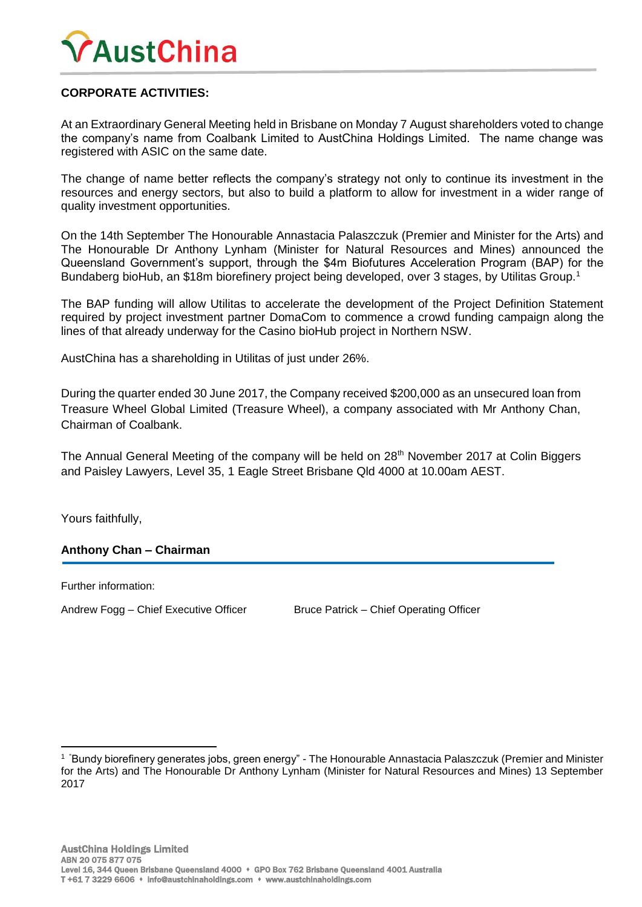**CORPORATE ACTIVITIES:**

At an Extraordinary General Meeting held in Brisbane on Monday 7 August shareholders voted to change the company's name from Coalbank Limited to AustChina Holdings Limited. The name change was registered with ASIC on the same date.

The change of name better reflects the company's strategy not only to continue its investment in the resources and energy sectors, but also to build a platform to allow for investment in a wider range of quality investment opportunities.

On the 14th September The Honourable Annastacia Palaszczuk (Premier and Minister for the Arts) and The Honourable Dr Anthony Lynham (Minister for Natural Resources and Mines) announced the Queensland Government's support, through the $4m Biofutures Acceleration Program (BAP) for the Bundaberg bioHub, an $18m biorefinery project being developed, over 3 stages, by Utilitas Group.[1]

The BAP funding will allow Utilitas to accelerate the development of the Project Definition Statement required by project investment partner DomaCom to commence a crowd funding campaign along the lines of that already underway for the Casino bioHub project in Northern NSW.

AustChina has a shareholding in Utilitas of just under 26%.

During the quarter ended 30 June 2017, the Company received $200,000 as an unsecured loan from Treasure Wheel Global Limited (Treasure Wheel), a company associated with Mr Anthony Chan, Chairman of Coalbank.

The Annual General Meeting of the company will be held on 28th November 2017 at Colin Biggers and Paisley Lawyers, Level 35, 1 Eagle Street Brisbane Qld 4000 at 10.00am AEST.

Yours faithfully,

**Anthony Chan – Chairman**

Further information:

Andrew Fogg – Chief Executive Officer

Bruce Patrick – Chief Operating Officer

[1] "Bundy biorefinery generates jobs, green energy" - The Honourable Annastacia Palaszczuk (Premier and Minister for the Arts) and The Honourable Dr Anthony Lynham (Minister for Natural Resources and Mines) 13 September 2017

AustChina Holdings Limited
ABN 20 075 877 075
Level 16, 344 Queen Brisbane Queensland 4000 ♦ GPO Box 762 Brisbane Queensland 4001 Australia
T +61 7 3229 6606 ♦ info@austchinaholdings.com ♦ www.austchinaholdings.com